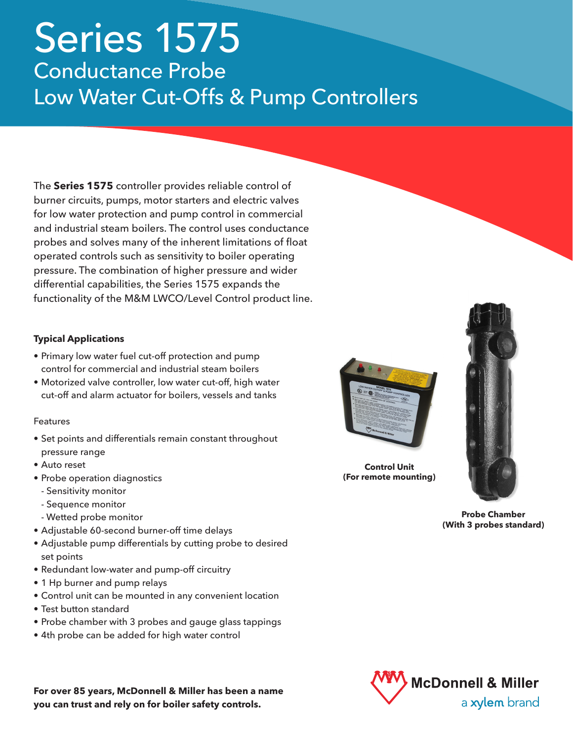# Series 1575

## Conductance Probe Low Water Cut-Offs & Pump Controllers

The **Series 1575** controller provides reliable control of burner circuits, pumps, motor starters and electric valves for low water protection and pump control in commercial and industrial steam boilers. The control uses conductance probes and solves many of the inherent limitations of float operated controls such as sensitivity to boiler operating pressure. The combination of higher pressure and wider differential capabilities, the Series 1575 expands the functionality of the M&M LWCO/Level Control product line.

**Typical Applications**

- Primary low water fuel cut-off protection and pump control for commercial and industrial steam boilers
- Motorized valve controller, low water cut-off, high water cut-off and alarm actuator for boilers, vessels and tanks

Features

- Set points and differentials remain constant throughout pressure range
- Auto reset
- Probe operation diagnostics
  - Sensitivity monitor
  - Sequence monitor
  - Wetted probe monitor
- Adjustable 60-second burner-off time delays
- Adjustable pump differentials by cutting probe to desired set points
- Redundant low-water and pump-off circuitry
- 1 Hp burner and pump relays
- Control unit can be mounted in any convenient location
- Test button standard
- Probe chamber with 3 probes and gauge glass tappings
- 4th probe can be added for high water control

**Control Unit (For remote mounting)**

**Probe Chamber (With 3 probes standard)**

**For over 85 years, McDonnell & Miller has been a name you can trust and rely on for boiler safety controls.**

McDonnell & Miller
a xylem brand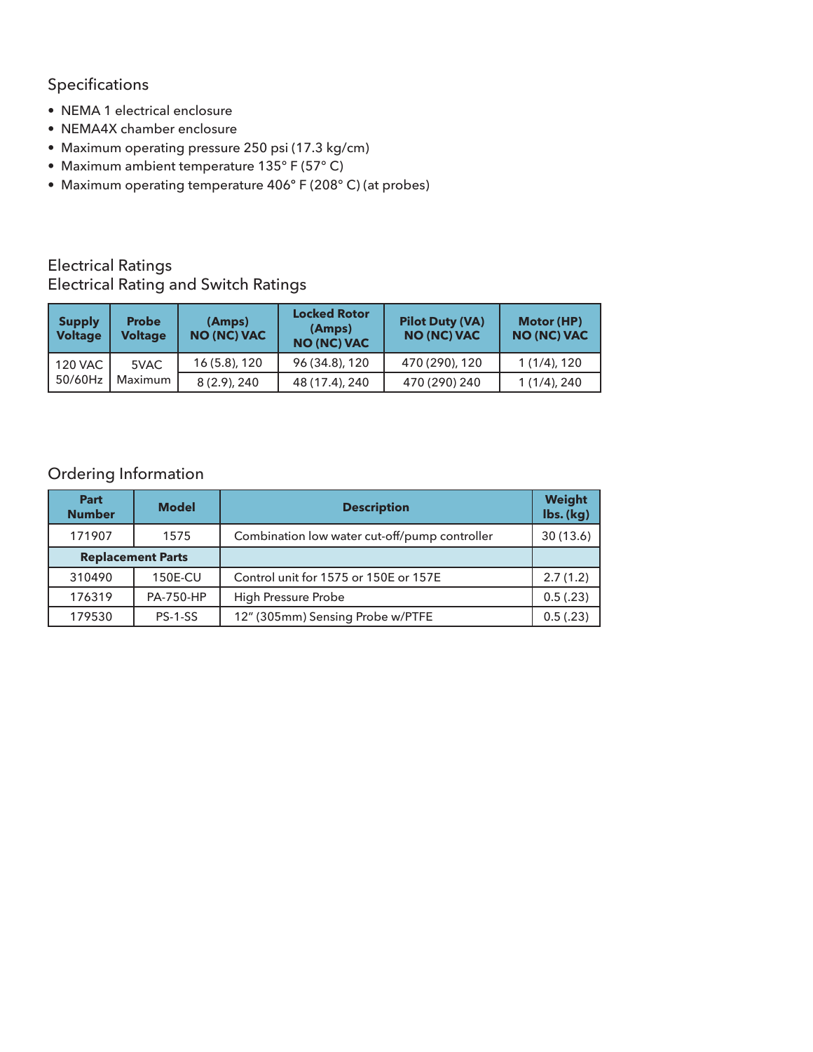## Specifications

- NEMA 1 electrical enclosure
- NEMA4X chamber enclosure
- Maximum operating pressure 250 psi (17.3 kg/cm)
- Maximum ambient temperature 135° F (57° C)
- Maximum operating temperature 406° F (208° C) (at probes)

## Electrical Ratings

### Electrical Rating and Switch Ratings

| Supply Voltage | Probe Voltage | (Amps) NO (NC) VAC | Locked Rotor (Amps) NO (NC) VAC | Pilot Duty (VA) NO (NC) VAC | Motor (HP) NO (NC) VAC |
|---|---|---|---|---|---|
| 120 VAC 50/60Hz | 5VAC Maximum | 16 (5.8), 120 | 96 (34.8), 120 | 470 (290), 120 | 1 (1/4), 120 |
| | | 8 (2.9), 240 | 48 (17.4), 240 | 470 (290) 240 | 1 (1/4), 240 |

## Ordering Information

| Part Number | Model | Description | Weight lbs. (kg) |
|---|---|---|---|
| 171907 | 1575 | Combination low water cut-off/pump controller | 30 (13.6) |
| **Replacement Parts** | | | |
| 310490 | 150E-CU | Control unit for 1575 or 150E or 157E | 2.7 (1.2) |
| 176319 | PA-750-HP | High Pressure Probe | 0.5 (.23) |
| 179530 | PS-1-SS | 12" (305mm) Sensing Probe w/PTFE | 0.5 (.23) |